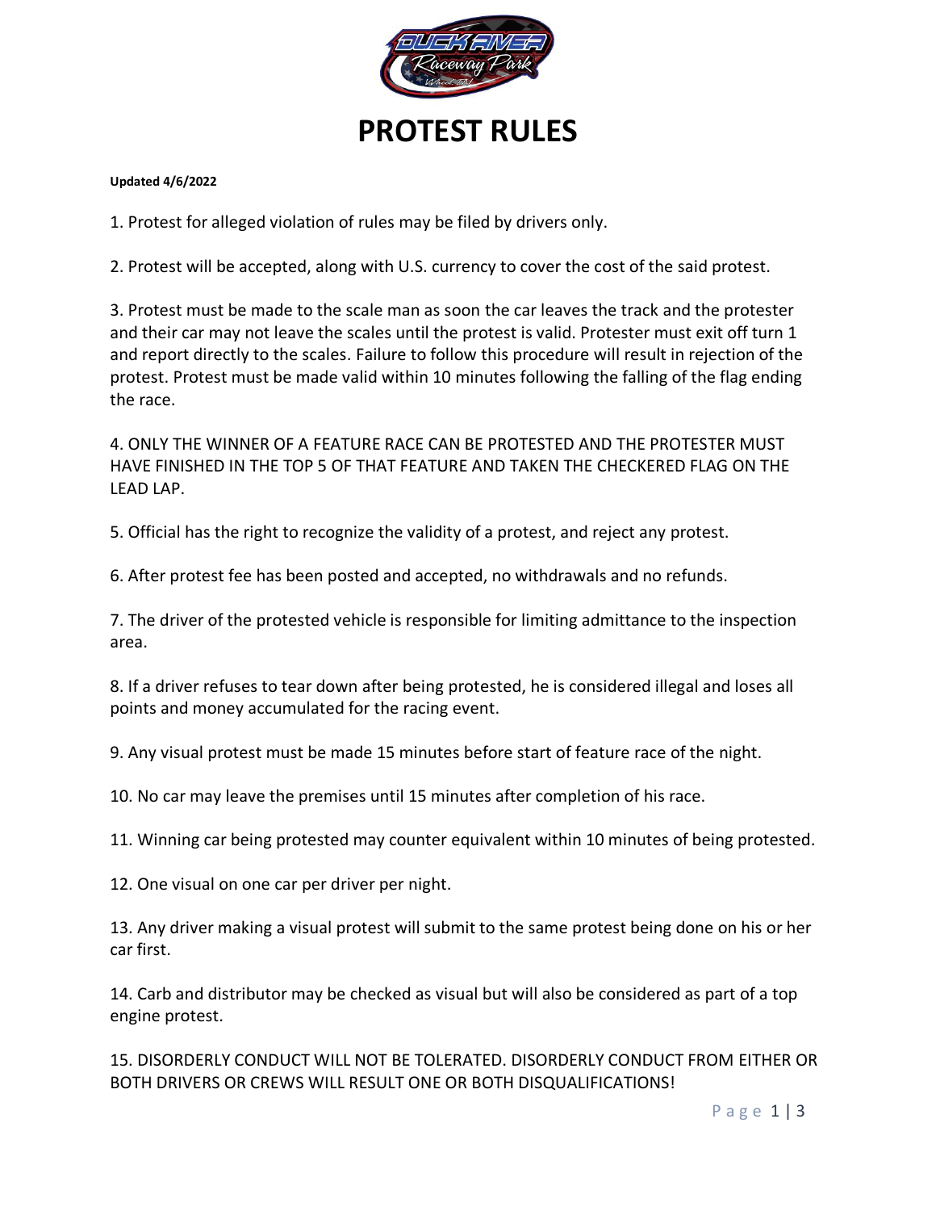# PROTEST RULES

**Updated 4/6/2022**

1. Protest for alleged violation of rules may be filed by drivers only.

2. Protest will be accepted, along with U.S. currency to cover the cost of the said protest.

3. Protest must be made to the scale man as soon the car leaves the track and the protester and their car may not leave the scales until the protest is valid. Protester must exit off turn 1 and report directly to the scales. Failure to follow this procedure will result in rejection of the protest. Protest must be made valid within 10 minutes following the falling of the flag ending the race.

4. ONLY THE WINNER OF A FEATURE RACE CAN BE PROTESTED AND THE PROTESTER MUST HAVE FINISHED IN THE TOP 5 OF THAT FEATURE AND TAKEN THE CHECKERED FLAG ON THE LEAD LAP.

5. Official has the right to recognize the validity of a protest, and reject any protest.

6. After protest fee has been posted and accepted, no withdrawals and no refunds.

7. The driver of the protested vehicle is responsible for limiting admittance to the inspection area.

8. If a driver refuses to tear down after being protested, he is considered illegal and loses all points and money accumulated for the racing event.

9. Any visual protest must be made 15 minutes before start of feature race of the night.

10. No car may leave the premises until 15 minutes after completion of his race.

11. Winning car being protested may counter equivalent within 10 minutes of being protested.

12. One visual on one car per driver per night.

13. Any driver making a visual protest will submit to the same protest being done on his or her car first.

14. Carb and distributor may be checked as visual but will also be considered as part of a top engine protest.

15. DISORDERLY CONDUCT WILL NOT BE TOLERATED. DISORDERLY CONDUCT FROM EITHER OR BOTH DRIVERS OR CREWS WILL RESULT ONE OR BOTH DISQUALIFICATIONS!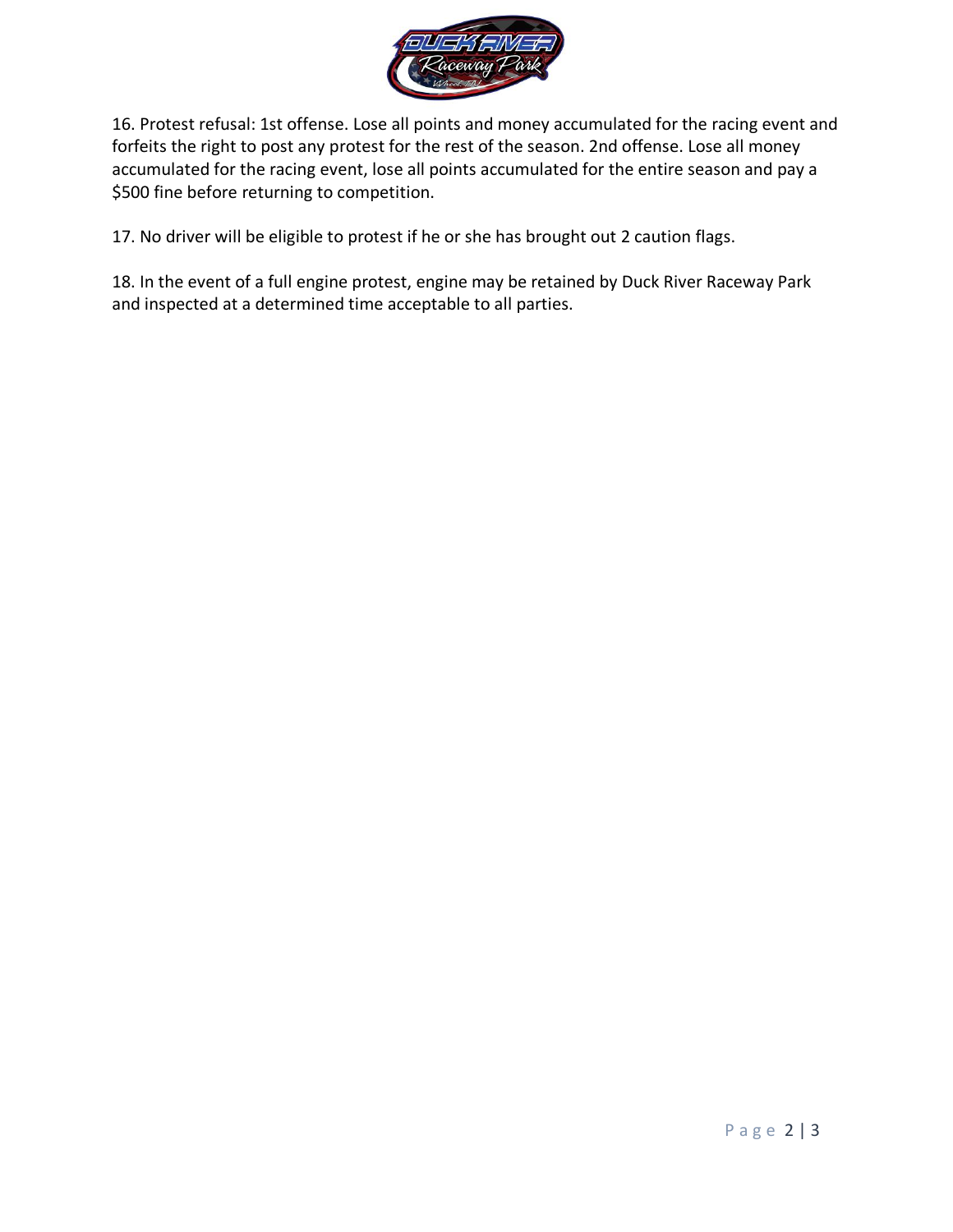16. Protest refusal: 1st offense. Lose all points and money accumulated for the racing event and forfeits the right to post any protest for the rest of the season. 2nd offense. Lose all money accumulated for the racing event, lose all points accumulated for the entire season and pay a $500 fine before returning to competition.

17. No driver will be eligible to protest if he or she has brought out 2 caution flags.

18. In the event of a full engine protest, engine may be retained by Duck River Raceway Park and inspected at a determined time acceptable to all parties.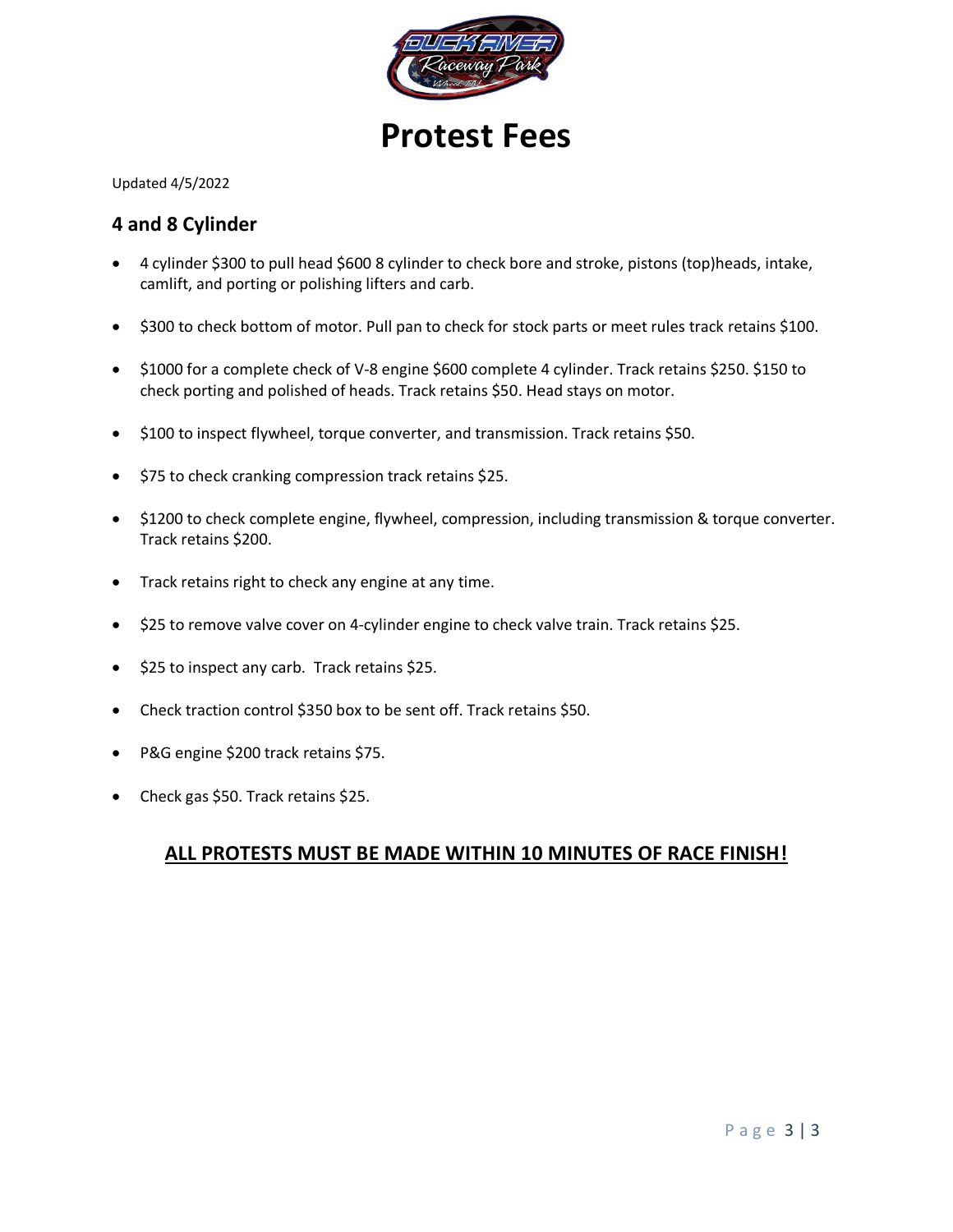# Protest Fees

Updated 4/5/2022

## 4 and 8 Cylinder

- 4 cylinder $300 to pull head $600 8 cylinder to check bore and stroke, pistons (top)heads, intake, camlift, and porting or polishing lifters and carb.
- $300 to check bottom of motor. Pull pan to check for stock parts or meet rules track retains $100.
- $1000 for a complete check of V-8 engine $600 complete 4 cylinder. Track retains $250. $150 to check porting and polished of heads. Track retains $50. Head stays on motor.
- $100 to inspect flywheel, torque converter, and transmission. Track retains $50.
- $75 to check cranking compression track retains $25.
- $1200 to check complete engine, flywheel, compression, including transmission & torque converter. Track retains $200.
- Track retains right to check any engine at any time.
- $25 to remove valve cover on 4-cylinder engine to check valve train. Track retains $25.
- $25 to inspect any carb.  Track retains $25.
- Check traction control $350 box to be sent off. Track retains $50.
- P&G engine $200 track retains $75.
- Check gas $50. Track retains $25.

**ALL PROTESTS MUST BE MADE WITHIN 10 MINUTES OF RACE FINISH!**